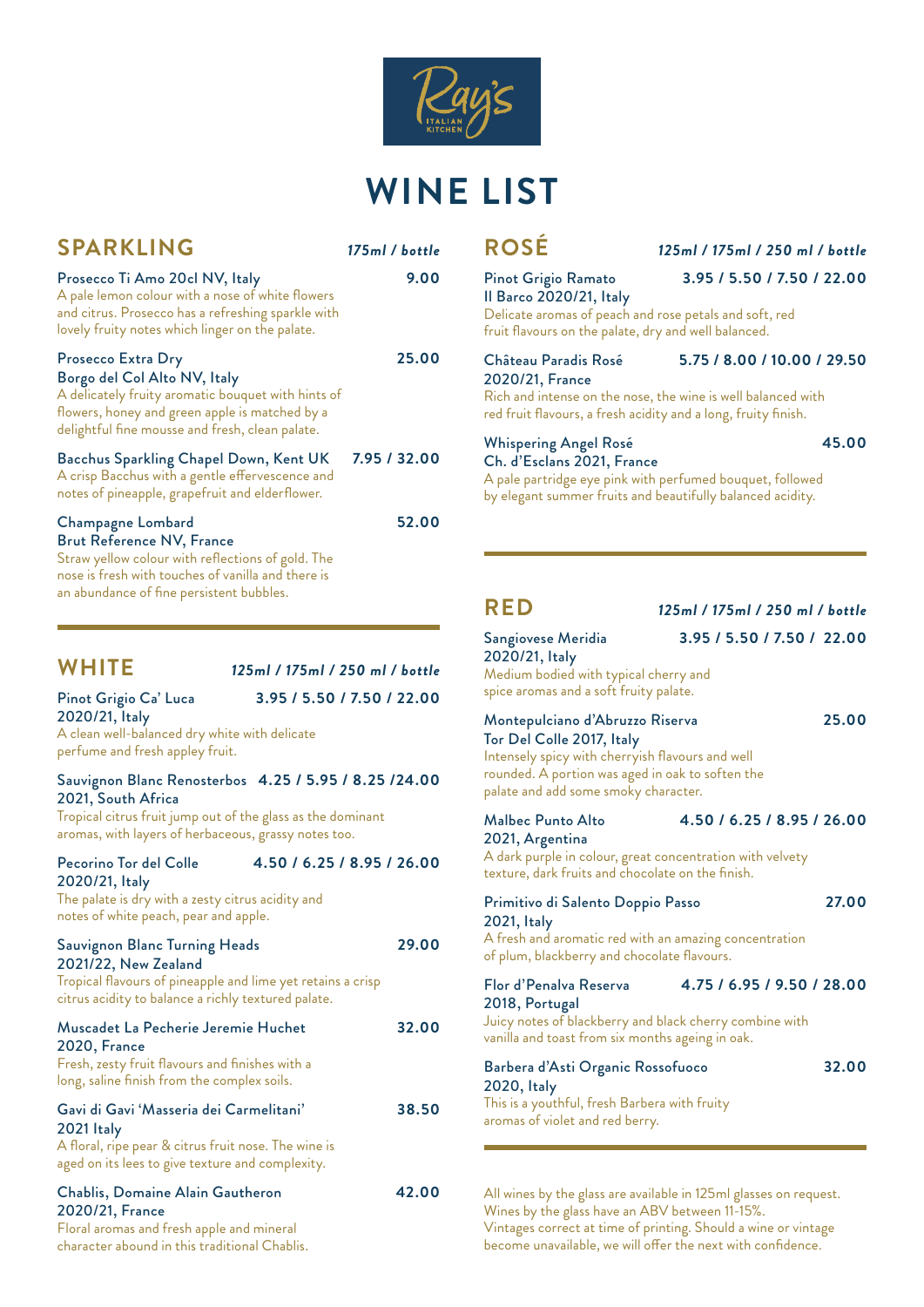Ray's Italian Kitchen

# WINE LIST

## SPARKLING

*175ml / bottle*

**Prosecco Ti Amo 20cl NV, Italy** — 9.00
A pale lemon colour with a nose of white flowers and citrus. Prosecco has a refreshing sparkle with lovely fruity notes which linger on the palate.

**Prosecco Extra Dry Borgo del Col Alto NV, Italy** — 25.00
A delicately fruity aromatic bouquet with hints of flowers, honey and green apple is matched by a delightful fine mousse and fresh, clean palate.

**Bacchus Sparkling Chapel Down, Kent UK** — 7.95 / 32.00
A crisp Bacchus with a gentle effervescence and notes of pineapple, grapefruit and elderflower.

**Champagne Lombard Brut Reference NV, France** — 52.00
Straw yellow colour with reflections of gold. The nose is fresh with touches of vanilla and there is an abundance of fine persistent bubbles.

## WHITE

*125ml / 175ml / 250 ml / bottle*

**Pinot Grigio Ca' Luca 2020/21, Italy** — 3.95 / 5.50 / 7.50 / 22.00
A clean well-balanced dry white with delicate perfume and fresh appley fruit.

**Sauvignon Blanc Renosterbos 2021, South Africa** — 4.25 / 5.95 / 8.25 /24.00
Tropical citrus fruit jump out of the glass as the dominant aromas, with layers of herbaceous, grassy notes too.

**Pecorino Tor del Colle 2020/21, Italy** — 4.50 / 6.25 / 8.95 / 26.00
The palate is dry with a zesty citrus acidity and notes of white peach, pear and apple.

**Sauvignon Blanc Turning Heads 2021/22, New Zealand** — 29.00
Tropical flavours of pineapple and lime yet retains a crisp citrus acidity to balance a richly textured palate.

**Muscadet La Pecherie Jeremie Huchet 2020, France** — 32.00
Fresh, zesty fruit flavours and finishes with a long, saline finish from the complex soils.

**Gavi di Gavi 'Masseria dei Carmelitani' 2021 Italy** — 38.50
A floral, ripe pear & citrus fruit nose. The wine is aged on its lees to give texture and complexity.

**Chablis, Domaine Alain Gautheron 2020/21, France** — 42.00
Floral aromas and fresh apple and mineral character abound in this traditional Chablis.

## ROSÉ

*125ml / 175ml / 250 ml / bottle*

**Pinot Grigio Ramato Il Barco 2020/21, Italy** — 3.95 / 5.50 / 7.50 / 22.00
Delicate aromas of peach and rose petals and soft, red fruit flavours on the palate, dry and well balanced.

**Château Paradis Rosé 2020/21, France** — 5.75 / 8.00 / 10.00 / 29.50
Rich and intense on the nose, the wine is well balanced with red fruit flavours, a fresh acidity and a long, fruity finish.

**Whispering Angel Rosé Ch. d'Esclans 2021, France** — 45.00
A pale partridge eye pink with perfumed bouquet, followed by elegant summer fruits and beautifully balanced acidity.

## RED

*125ml / 175ml / 250 ml / bottle*

**Sangiovese Meridia 2020/21, Italy** — 3.95 / 5.50 / 7.50 / 22.00
Medium bodied with typical cherry and spice aromas and a soft fruity palate.

**Montepulciano d'Abruzzo Riserva Tor Del Colle 2017, Italy** — 25.00
Intensely spicy with cherryish flavours and well rounded. A portion was aged in oak to soften the palate and add some smoky character.

**Malbec Punto Alto 2021, Argentina** — 4.50 / 6.25 / 8.95 / 26.00
A dark purple in colour, great concentration with velvety texture, dark fruits and chocolate on the finish.

**Primitivo di Salento Doppio Passo 2021, Italy** — 27.00
A fresh and aromatic red with an amazing concentration of plum, blackberry and chocolate flavours.

**Flor d'Penalva Reserva 2018, Portugal** — 4.75 / 6.95 / 9.50 / 28.00
Juicy notes of blackberry and black cherry combine with vanilla and toast from six months ageing in oak.

**Barbera d'Asti Organic Rossofuoco 2020, Italy** — 32.00
This is a youthful, fresh Barbera with fruity aromas of violet and red berry.

All wines by the glass are available in 125ml glasses on request.
Wines by the glass have an ABV between 11-15%.
Vintages correct at time of printing. Should a wine or vintage become unavailable, we will offer the next with confidence.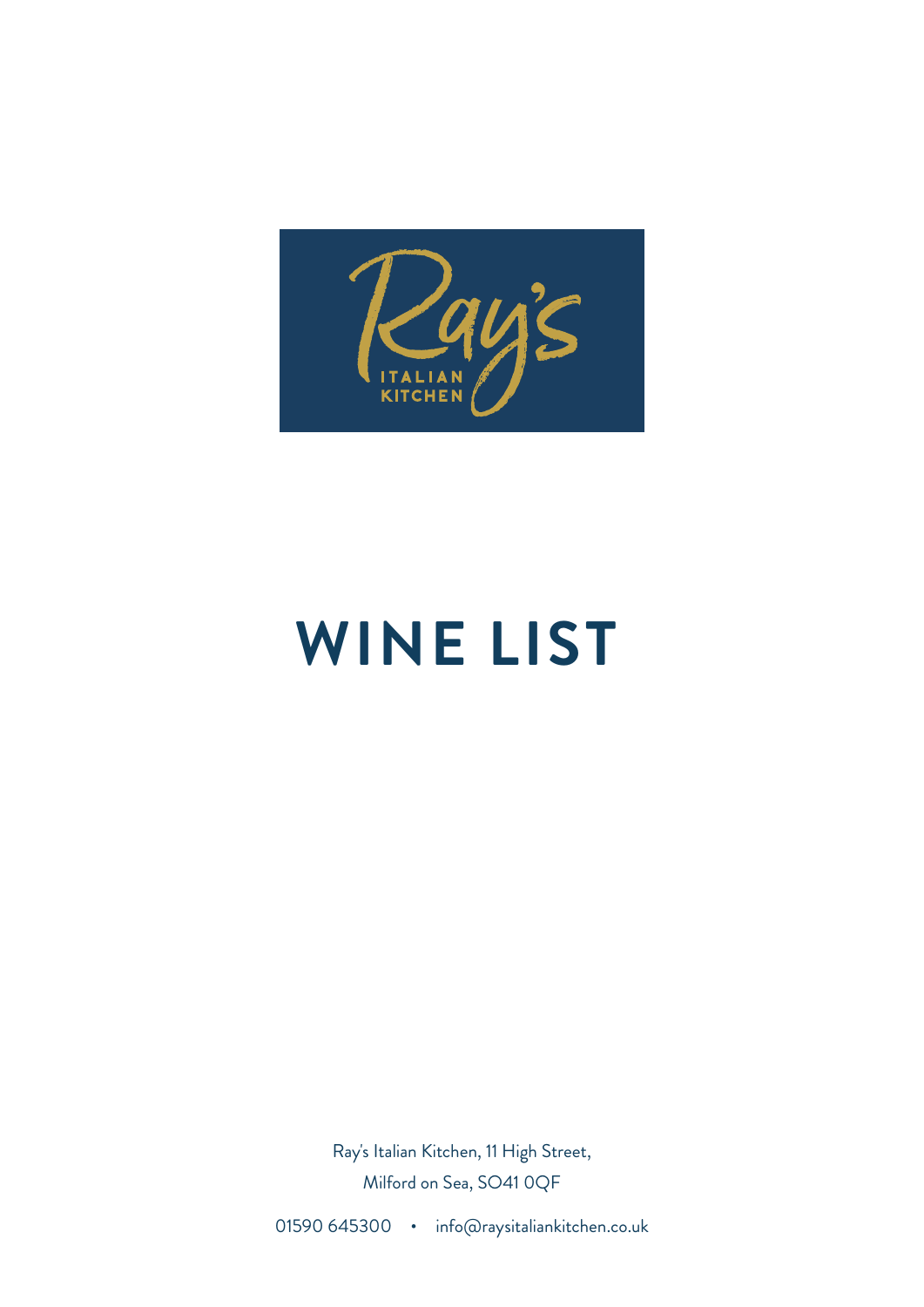Ray's

ITALIAN KITCHEN

# WINE LIST

Ray's Italian Kitchen, 11 High Street,
Milford on Sea, SO41 0QF

01590 645300 • info@raysitaliankitchen.co.uk